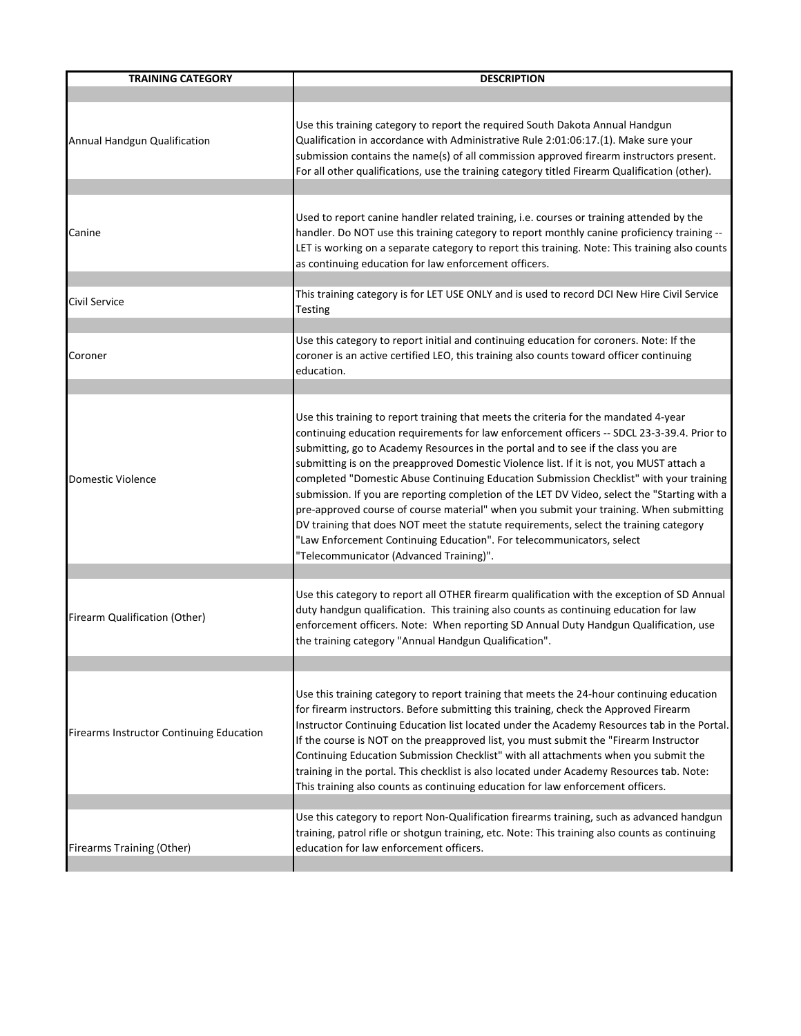| TRAINING CATEGORY | DESCRIPTION |
|---|---|
| Annual Handgun Qualification | Use this training category to report the required South Dakota Annual Handgun Qualification in accordance with Administrative Rule 2:01:06:17.(1). Make sure your submission contains the name(s) of all commission approved firearm instructors present. For all other qualifications, use the training category titled Firearm Qualification (other). |
| Canine | Used to report canine handler related training, i.e. courses or training attended by the handler. Do NOT use this training category to report monthly canine proficiency training -- LET is working on a separate category to report this training. Note: This training also counts as continuing education for law enforcement officers. |
| Civil Service | This training category is for LET USE ONLY and is used to record DCI New Hire Civil Service Testing |
| Coroner | Use this category to report initial and continuing education for coroners. Note: If the coroner is an active certified LEO, this training also counts toward officer continuing education. |
| Domestic Violence | Use this training to report training that meets the criteria for the mandated 4-year continuing education requirements for law enforcement officers -- SDCL 23-3-39.4. Prior to submitting, go to Academy Resources in the portal and to see if the class you are submitting is on the preapproved Domestic Violence list. If it is not, you MUST attach a completed "Domestic Abuse Continuing Education Submission Checklist" with your training submission. If you are reporting completion of the LET DV Video, select the "Starting with a pre-approved course of course material" when you submit your training. When submitting DV training that does NOT meet the statute requirements, select the training category "Law Enforcement Continuing Education". For telecommunicators, select "Telecommunicator (Advanced Training)". |
| Firearm Qualification (Other) | Use this category to report all OTHER firearm qualification with the exception of SD Annual duty handgun qualification. This training also counts as continuing education for law enforcement officers. Note: When reporting SD Annual Duty Handgun Qualification, use the training category "Annual Handgun Qualification". |
| Firearms Instructor Continuing Education | Use this training category to report training that meets the 24-hour continuing education for firearm instructors. Before submitting this training, check the Approved Firearm Instructor Continuing Education list located under the Academy Resources tab in the Portal. If the course is NOT on the preapproved list, you must submit the "Firearm Instructor Continuing Education Submission Checklist" with all attachments when you submit the training in the portal. This checklist is also located under Academy Resources tab. Note: This training also counts as continuing education for law enforcement officers. |
| Firearms Training (Other) | Use this category to report Non-Qualification firearms training, such as advanced handgun training, patrol rifle or shotgun training, etc. Note: This training also counts as continuing education for law enforcement officers. |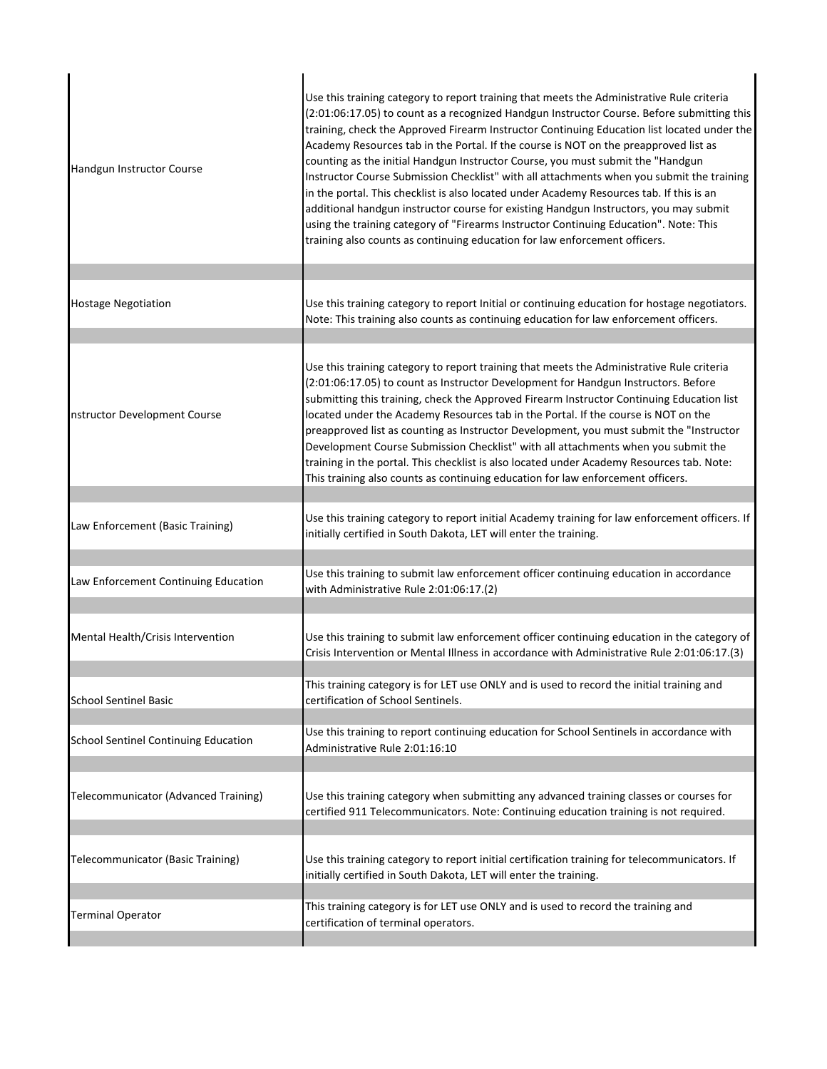| | |
|---|---|
| Handgun Instructor Course | Use this training category to report training that meets the Administrative Rule criteria (2:01:06:17.05) to count as a recognized Handgun Instructor Course. Before submitting this training, check the Approved Firearm Instructor Continuing Education list located under the Academy Resources tab in the Portal. If the course is NOT on the preapproved list as counting as the initial Handgun Instructor Course, you must submit the "Handgun Instructor Course Submission Checklist" with all attachments when you submit the training in the portal. This checklist is also located under Academy Resources tab. If this is an additional handgun instructor course for existing Handgun Instructors, you may submit using the training category of "Firearms Instructor Continuing Education". Note: This training also counts as continuing education for law enforcement officers. |
| | |
| Hostage Negotiation | Use this training category to report Initial or continuing education for hostage negotiators. Note: This training also counts as continuing education for law enforcement officers. |
| | |
| nstructor Development Course | Use this training category to report training that meets the Administrative Rule criteria (2:01:06:17.05) to count as Instructor Development for Handgun Instructors. Before submitting this training, check the Approved Firearm Instructor Continuing Education list located under the Academy Resources tab in the Portal. If the course is NOT on the preapproved list as counting as Instructor Development, you must submit the "Instructor Development Course Submission Checklist" with all attachments when you submit the training in the portal. This checklist is also located under Academy Resources tab. Note: This training also counts as continuing education for law enforcement officers. |
| | |
| Law Enforcement (Basic Training) | Use this training category to report initial Academy training for law enforcement officers. If initially certified in South Dakota, LET will enter the training. |
| | |
| Law Enforcement Continuing Education | Use this training to submit law enforcement officer continuing education in accordance with Administrative Rule 2:01:06:17.(2) |
| | |
| Mental Health/Crisis Intervention | Use this training to submit law enforcement officer continuing education in the category of Crisis Intervention or Mental Illness in accordance with Administrative Rule 2:01:06:17.(3) |
| | |
| School Sentinel Basic | This training category is for LET use ONLY and is used to record the initial training and certification of School Sentinels. |
| | |
| School Sentinel Continuing Education | Use this training to report continuing education for School Sentinels in accordance with Administrative Rule 2:01:16:10 |
| | |
| Telecommunicator (Advanced Training) | Use this training category when submitting any advanced training classes or courses for certified 911 Telecommunicators. Note: Continuing education training is not required. |
| | |
| Telecommunicator (Basic Training) | Use this training category to report initial certification training for telecommunicators. If initially certified in South Dakota, LET will enter the training. |
| | |
| Terminal Operator | This training category is for LET use ONLY and is used to record the training and certification of terminal operators. |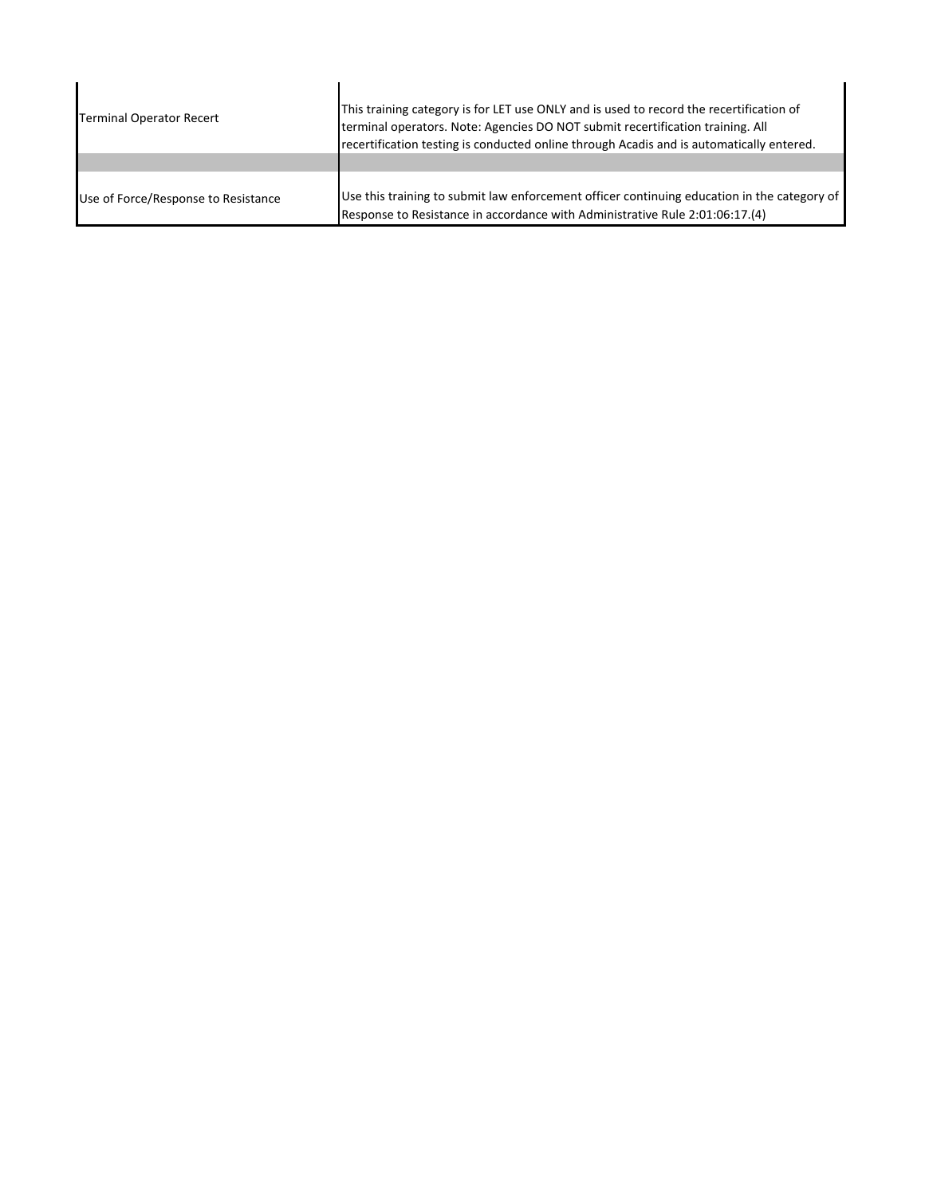| | |
|---|---|
| Terminal Operator Recert | This training category is for LET use ONLY and is used to record the recertification of terminal operators. Note: Agencies DO NOT submit recertification training. All recertification testing is conducted online through Acadis and is automatically entered. |
| | |
| Use of Force/Response to Resistance | Use this training to submit law enforcement officer continuing education in the category of Response to Resistance in accordance with Administrative Rule 2:01:06:17.(4) |